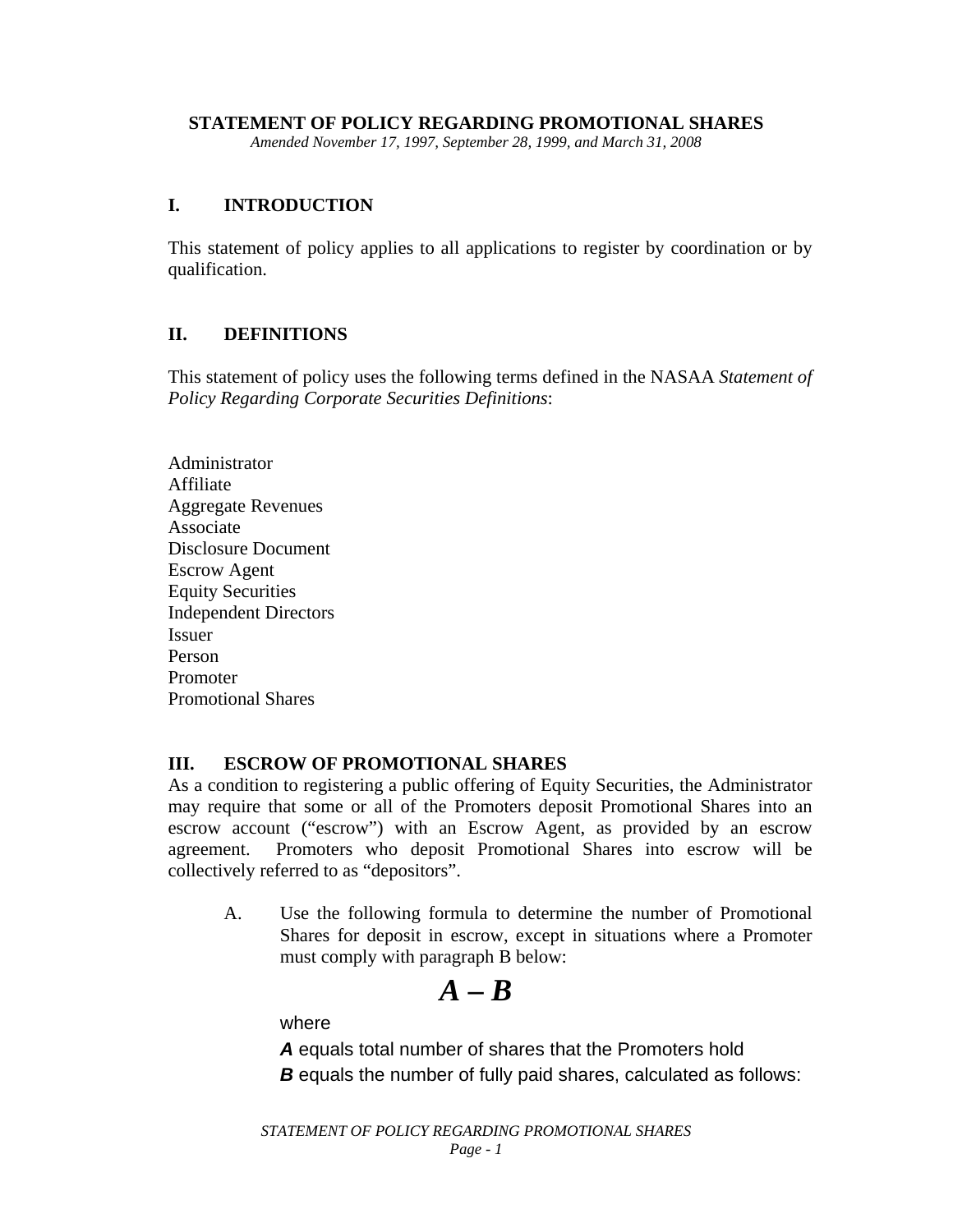# STATEMENT OF POLICY REGARDING PROMOTIONAL SHARES

*Amended November 17, 1997, September 28, 1999, and March 31, 2008*

## I. INTRODUCTION

This statement of policy applies to all applications to register by coordination or by qualification.

## II. DEFINITIONS

This statement of policy uses the following terms defined in the NASAA *Statement of Policy Regarding Corporate Securities Definitions*:

Administrator
Affiliate
Aggregate Revenues
Associate
Disclosure Document
Escrow Agent
Equity Securities
Independent Directors
Issuer
Person
Promoter
Promotional Shares

## III. ESCROW OF PROMOTIONAL SHARES

As a condition to registering a public offering of Equity Securities, the Administrator may require that some or all of the Promoters deposit Promotional Shares into an escrow account ("escrow") with an Escrow Agent, as provided by an escrow agreement. Promoters who deposit Promotional Shares into escrow will be collectively referred to as "depositors".

A. Use the following formula to determine the number of Promotional Shares for deposit in escrow, except in situations where a Promoter must comply with paragraph B below:

$$A - B$$

where

***A*** equals total number of shares that the Promoters hold

***B*** equals the number of fully paid shares, calculated as follows: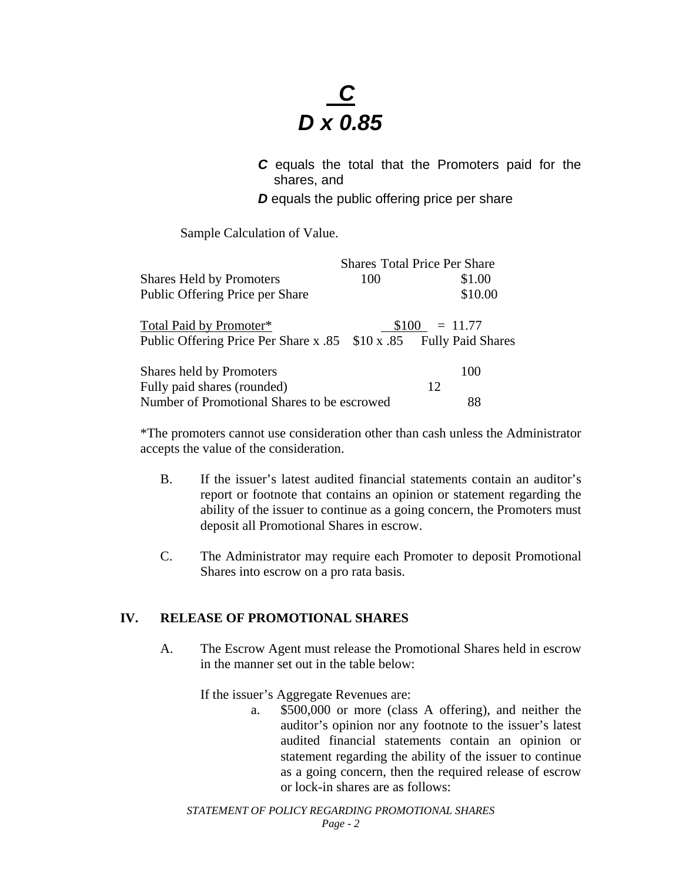$$\frac{C}{D \times 0.85}$$

***C*** equals the total that the Promoters paid for the shares, and

***D*** equals the public offering price per share

Sample Calculation of Value.

| | Shares | Total Price Per Share |
|---|---|---|
| Shares Held by Promoters | 100 | $1.00 |
| Public Offering Price per Share | | $10.00 |

| | | |
|---|---|---|
| Total Paid by Promoter* / Public Offering Price Per Share x .85 | $100 / $10 x .85 | = 11.77 Fully Paid Shares |

| | | |
|---|---|---|
| Shares held by Promoters | | 100 |
| Fully paid shares (rounded) | 12 | |
| Number of Promotional Shares to be escrowed | | 88 |

*The promoters cannot use consideration other than cash unless the Administrator accepts the value of the consideration.

B. If the issuer's latest audited financial statements contain an auditor's report or footnote that contains an opinion or statement regarding the ability of the issuer to continue as a going concern, the Promoters must deposit all Promotional Shares in escrow.

C. The Administrator may require each Promoter to deposit Promotional Shares into escrow on a pro rata basis.

## IV. RELEASE OF PROMOTIONAL SHARES

A. The Escrow Agent must release the Promotional Shares held in escrow in the manner set out in the table below:

If the issuer's Aggregate Revenues are:

a. $500,000 or more (class A offering), and neither the auditor's opinion nor any footnote to the issuer's latest audited financial statements contain an opinion or statement regarding the ability of the issuer to continue as a going concern, then the required release of escrow or lock-in shares are as follows: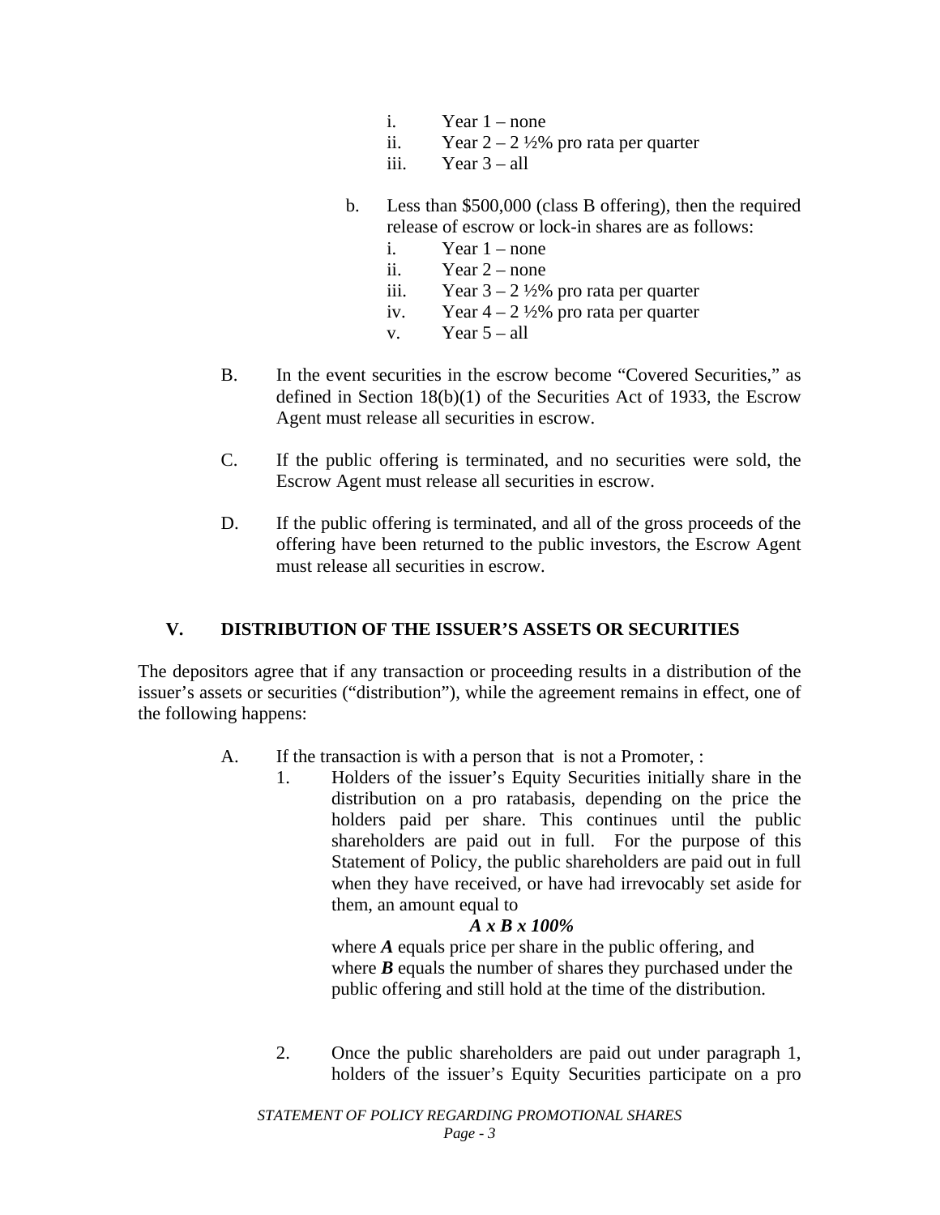i. Year 1 – none
ii. Year 2 – 2 ½% pro rata per quarter
iii. Year 3 – all

b. Less than $500,000 (class B offering), then the required release of escrow or lock-in shares are as follows:
   i. Year 1 – none
   ii. Year 2 – none
   iii. Year 3 – 2 ½% pro rata per quarter
   iv. Year 4 – 2 ½% pro rata per quarter
   v. Year 5 – all

B. In the event securities in the escrow become "Covered Securities," as defined in Section 18(b)(1) of the Securities Act of 1933, the Escrow Agent must release all securities in escrow.

C. If the public offering is terminated, and no securities were sold, the Escrow Agent must release all securities in escrow.

D. If the public offering is terminated, and all of the gross proceeds of the offering have been returned to the public investors, the Escrow Agent must release all securities in escrow.

## V. DISTRIBUTION OF THE ISSUER'S ASSETS OR SECURITIES

The depositors agree that if any transaction or proceeding results in a distribution of the issuer's assets or securities ("distribution"), while the agreement remains in effect, one of the following happens:

A. If the transaction is with a person that is not a Promoter, :

1. Holders of the issuer's Equity Securities initially share in the distribution on a pro ratabasis, depending on the price the holders paid per share. This continues until the public shareholders are paid out in full. For the purpose of this Statement of Policy, the public shareholders are paid out in full when they have received, or have had irrevocably set aside for them, an amount equal to

   $$A \times B \times 100\%$$

   where ***A*** equals price per share in the public offering, and where ***B*** equals the number of shares they purchased under the public offering and still hold at the time of the distribution.

2. Once the public shareholders are paid out under paragraph 1, holders of the issuer's Equity Securities participate on a pro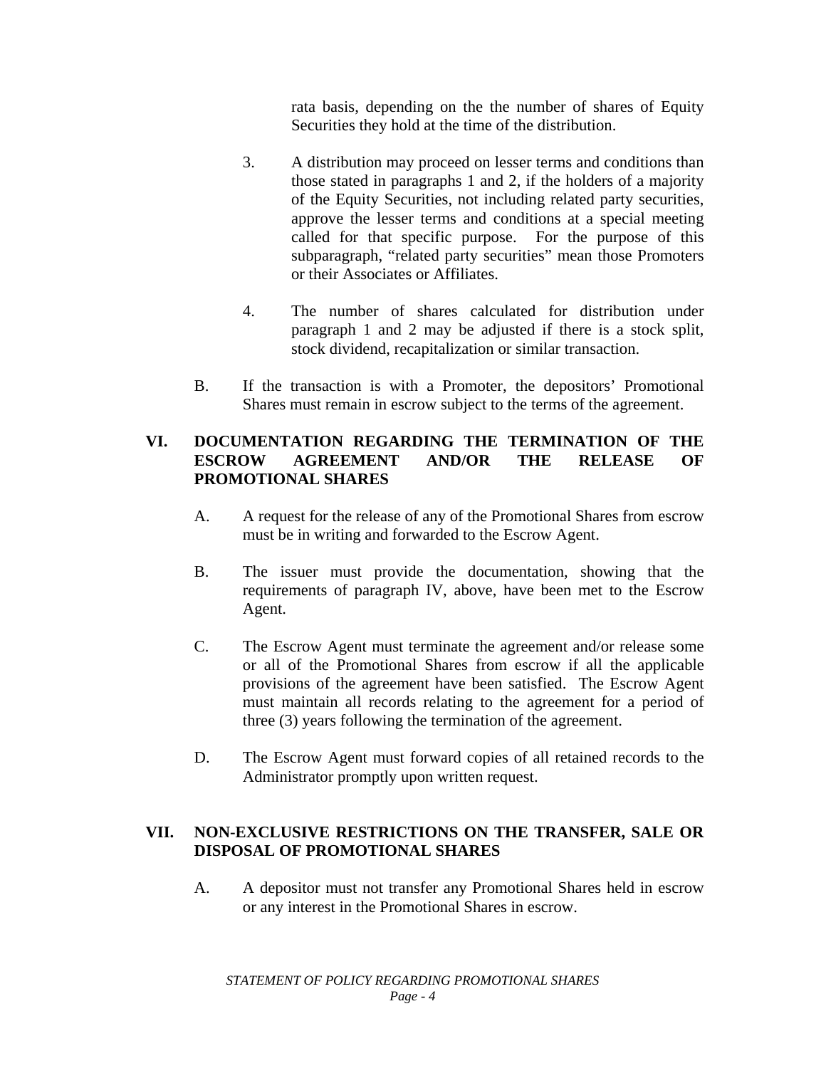rata basis, depending on the the number of shares of Equity Securities they hold at the time of the distribution.

3. A distribution may proceed on lesser terms and conditions than those stated in paragraphs 1 and 2, if the holders of a majority of the Equity Securities, not including related party securities, approve the lesser terms and conditions at a special meeting called for that specific purpose. For the purpose of this subparagraph, "related party securities" mean those Promoters or their Associates or Affiliates.

4. The number of shares calculated for distribution under paragraph 1 and 2 may be adjusted if there is a stock split, stock dividend, recapitalization or similar transaction.

B. If the transaction is with a Promoter, the depositors' Promotional Shares must remain in escrow subject to the terms of the agreement.

## VI. DOCUMENTATION REGARDING THE TERMINATION OF THE ESCROW AGREEMENT AND/OR THE RELEASE OF PROMOTIONAL SHARES

A. A request for the release of any of the Promotional Shares from escrow must be in writing and forwarded to the Escrow Agent.

B. The issuer must provide the documentation, showing that the requirements of paragraph IV, above, have been met to the Escrow Agent.

C. The Escrow Agent must terminate the agreement and/or release some or all of the Promotional Shares from escrow if all the applicable provisions of the agreement have been satisfied. The Escrow Agent must maintain all records relating to the agreement for a period of three (3) years following the termination of the agreement.

D. The Escrow Agent must forward copies of all retained records to the Administrator promptly upon written request.

## VII. NON-EXCLUSIVE RESTRICTIONS ON THE TRANSFER, SALE OR DISPOSAL OF PROMOTIONAL SHARES

A. A depositor must not transfer any Promotional Shares held in escrow or any interest in the Promotional Shares in escrow.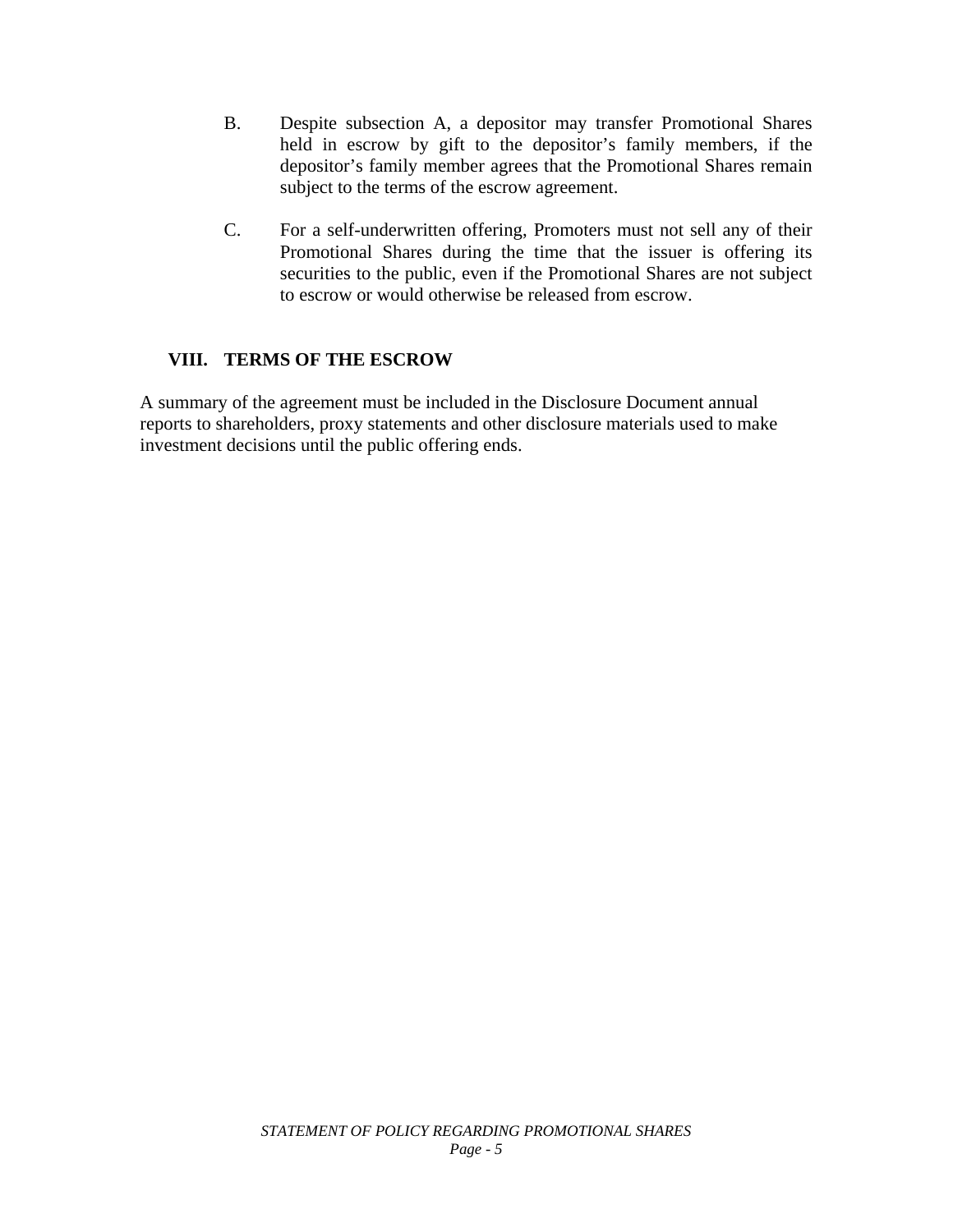B. Despite subsection A, a depositor may transfer Promotional Shares held in escrow by gift to the depositor’s family members, if the depositor’s family member agrees that the Promotional Shares remain subject to the terms of the escrow agreement.

C. For a self-underwritten offering, Promoters must not sell any of their Promotional Shares during the time that the issuer is offering its securities to the public, even if the Promotional Shares are not subject to escrow or would otherwise be released from escrow.

## VIII. TERMS OF THE ESCROW

A summary of the agreement must be included in the Disclosure Document annual reports to shareholders, proxy statements and other disclosure materials used to make investment decisions until the public offering ends.